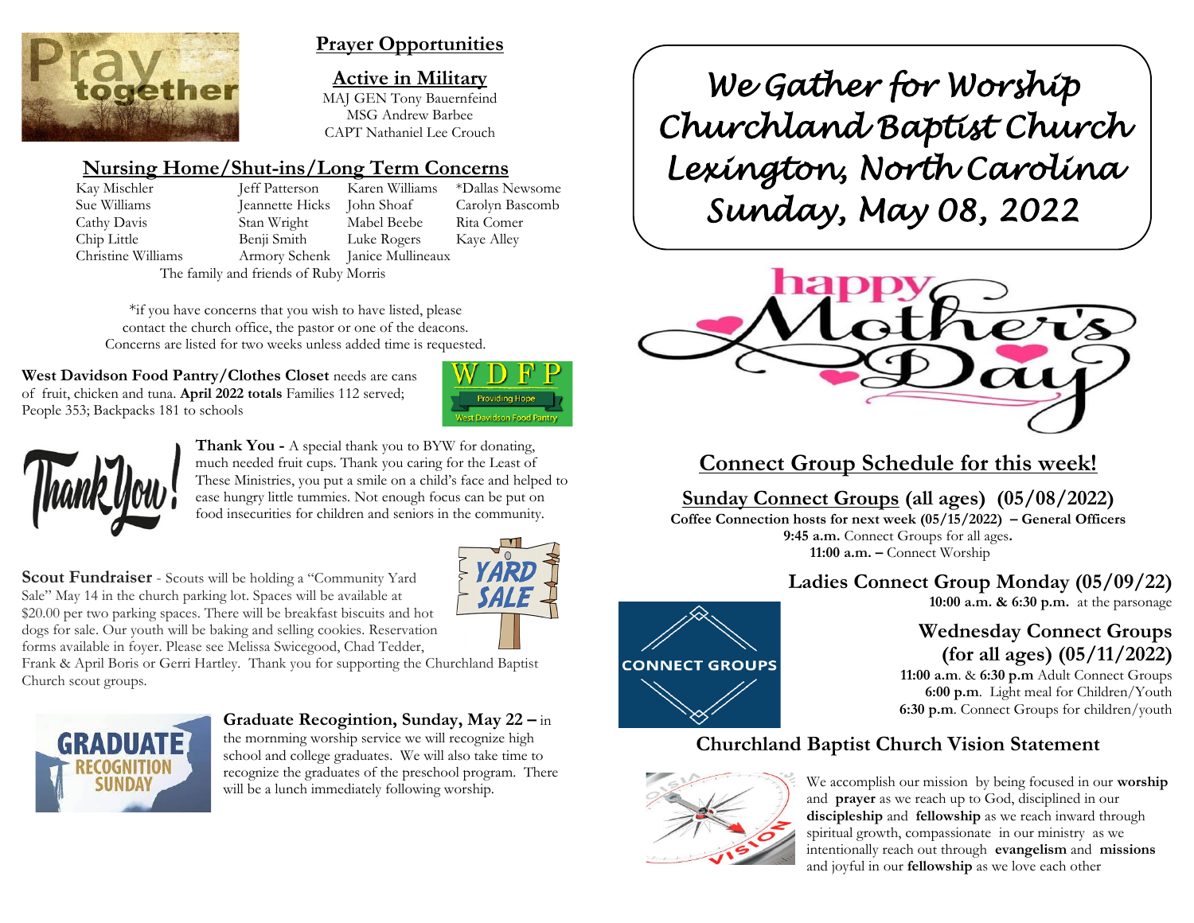## Prayer Opportunities

### Active in Military

MAJ GEN Tony Bauernfeind
MSG Andrew Barbee
CAPT Nathaniel Lee Crouch

### Nursing Home/Shut-ins/Long Term Concerns

| | | | |
|---|---|---|---|
| Kay Mischler | Jeff Patterson | Karen Williams | *Dallas Newsome |
| Sue Williams | Jeannette Hicks | John Shoaf | Carolyn Bascomb |
| Cathy Davis | Stan Wright | Mabel Beebe | Rita Comer |
| Chip Little | Benji Smith | Luke Rogers | Kaye Alley |
| Christine Williams | Armory Schenk | Janice Mullineaux | |

The family and friends of Ruby Morris

*if you have concerns that you wish to have listed, please contact the church office, the pastor or one of the deacons. Concerns are listed for two weeks unless added time is requested.

**West Davidson Food Pantry/Clothes Closet** needs are cans of fruit, chicken and tuna. **April 2022 totals** Families 112 served; People 353; Backpacks 181 to schools

**Thank You -** A special thank you to BYW for donating, much needed fruit cups. Thank you caring for the Least of These Ministries, you put a smile on a child's face and helped to ease hungry little tummies. Not enough focus can be put on food insecurities for children and seniors in the community.

**Scout Fundraiser** - Scouts will be holding a "Community Yard Sale" May 14 in the church parking lot. Spaces will be available at $20.00 per two parking spaces. There will be breakfast biscuits and hot dogs for sale. Our youth will be baking and selling cookies. Reservation forms available in foyer. Please see Melissa Swicegood, Chad Tedder, Frank & April Boris or Gerri Hartley. Thank you for supporting the Churchland Baptist Church scout groups.

**Graduate Recognition, Sunday, May 22 –** in the mornming worship service we will recognize high school and college graduates. We will also take time to recognize the graduates of the preschool program. There will be a lunch immediately following worship.

# *We Gather for Worship*
# *Churchland Baptist Church*
# *Lexington, North Carolina*
# *Sunday, May 08, 2022*

happy Mother's Day

## Connect Group Schedule for this week!

### Sunday Connect Groups (all ages) (05/08/2022)

**Coffee Connection hosts for next week (05/15/2022) – General Officers**
**9:45 a.m.** Connect Groups for all ages**.**
**11:00 a.m. –** Connect Worship

### Ladies Connect Group Monday (05/09/22)

**10:00 a.m. & 6:30 p.m.** at the parsonage

### Wednesday Connect Groups (for all ages) (05/11/2022)

**11:00 a.m**. & **6:30 p.m** Adult Connect Groups
**6:00 p.m**. Light meal for Children/Youth
**6:30 p.m**. Connect Groups for children/youth

### Churchland Baptist Church Vision Statement

We accomplish our mission by being focused in our **worship** and **prayer** as we reach up to God, disciplined in our **discipleship** and **fellowship** as we reach inward through spiritual growth, compassionate in our ministry as we intentionally reach out through **evangelism** and **missions** and joyful in our **fellowship** as we love each other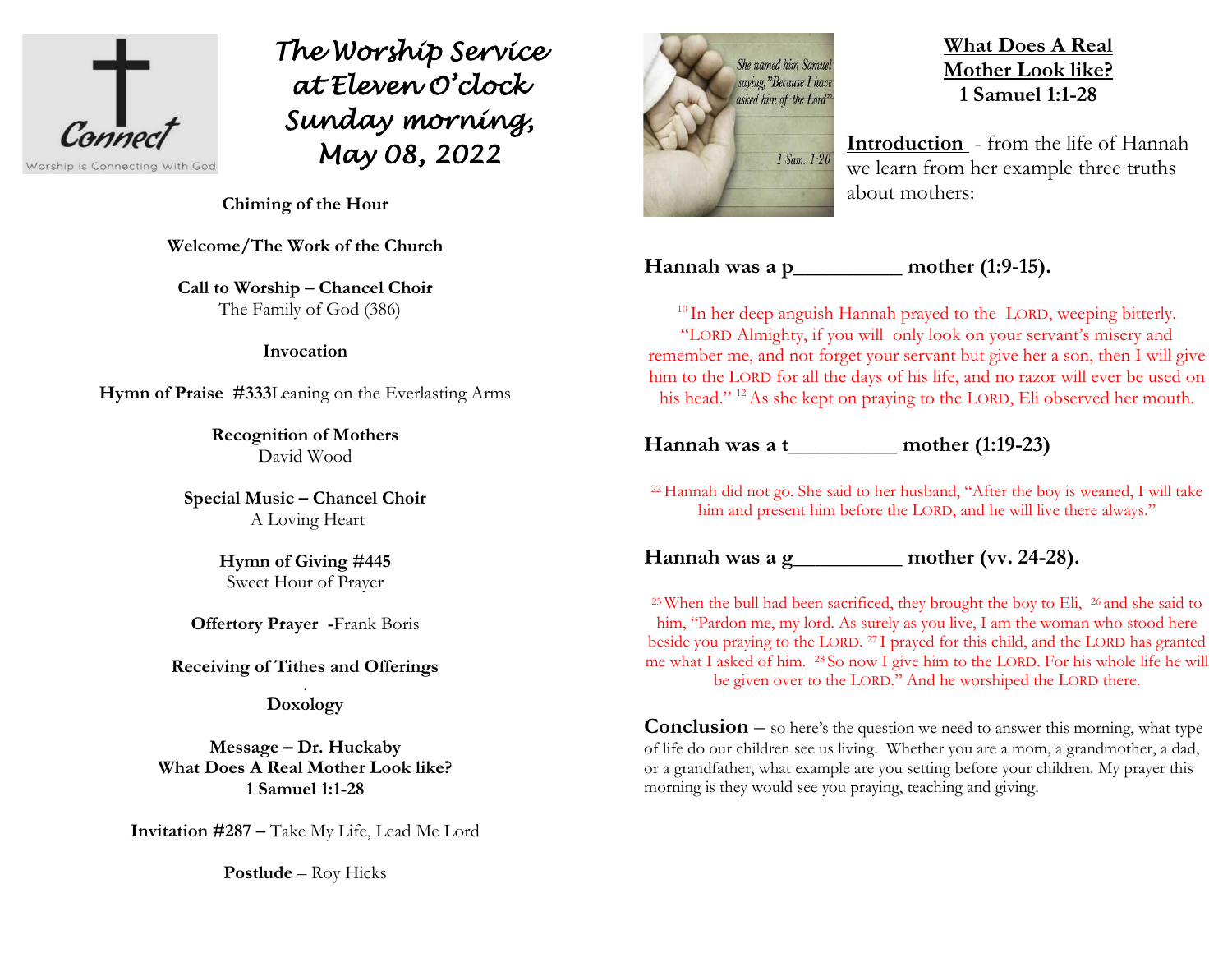# The Worship Service at Eleven O'clock Sunday morning, May 08, 2022

**Chiming of the Hour**

**Welcome/The Work of the Church**

**Call to Worship – Chancel Choir**
The Family of God (386)

**Invocation**

**Hymn of Praise #333**Leaning on the Everlasting Arms

**Recognition of Mothers**
David Wood

**Special Music – Chancel Choir**
A Loving Heart

**Hymn of Giving #445**
Sweet Hour of Prayer

**Offertory Prayer** -Frank Boris

**Receiving of Tithes and Offerings**

**Doxology**

**Message – Dr. Huckaby**
**What Does A Real Mother Look like?**
**1 Samuel 1:1-28**

**Invitation #287 –** Take My Life, Lead Me Lord

**Postlude** – Roy Hicks

## What Does A Real Mother Look like?
### 1 Samuel 1:1-28

**Introduction** - from the life of Hannah we learn from her example three truths about mothers:

**Hannah was a p__________ mother (1:9-15).**

[10] In her deep anguish Hannah prayed to the LORD, weeping bitterly. "LORD Almighty, if you will only look on your servant's misery and remember me, and not forget your servant but give her a son, then I will give him to the LORD for all the days of his life, and no razor will ever be used on his head." [12] As she kept on praying to the LORD, Eli observed her mouth.

**Hannah was a t__________ mother (1:19-23)**

[22] Hannah did not go. She said to her husband, "After the boy is weaned, I will take him and present him before the LORD, and he will live there always."

**Hannah was a g__________ mother (vv. 24-28).**

[25] When the bull had been sacrificed, they brought the boy to Eli, [26] and she said to him, "Pardon me, my lord. As surely as you live, I am the woman who stood here beside you praying to the LORD. [27] I prayed for this child, and the LORD has granted me what I asked of him. [28] So now I give him to the LORD. For his whole life he will be given over to the LORD." And he worshiped the LORD there.

**Conclusion** – so here's the question we need to answer this morning, what type of life do our children see us living. Whether you are a mom, a grandmother, a dad, or a grandfather, what example are you setting before your children. My prayer this morning is they would see you praying, teaching and giving.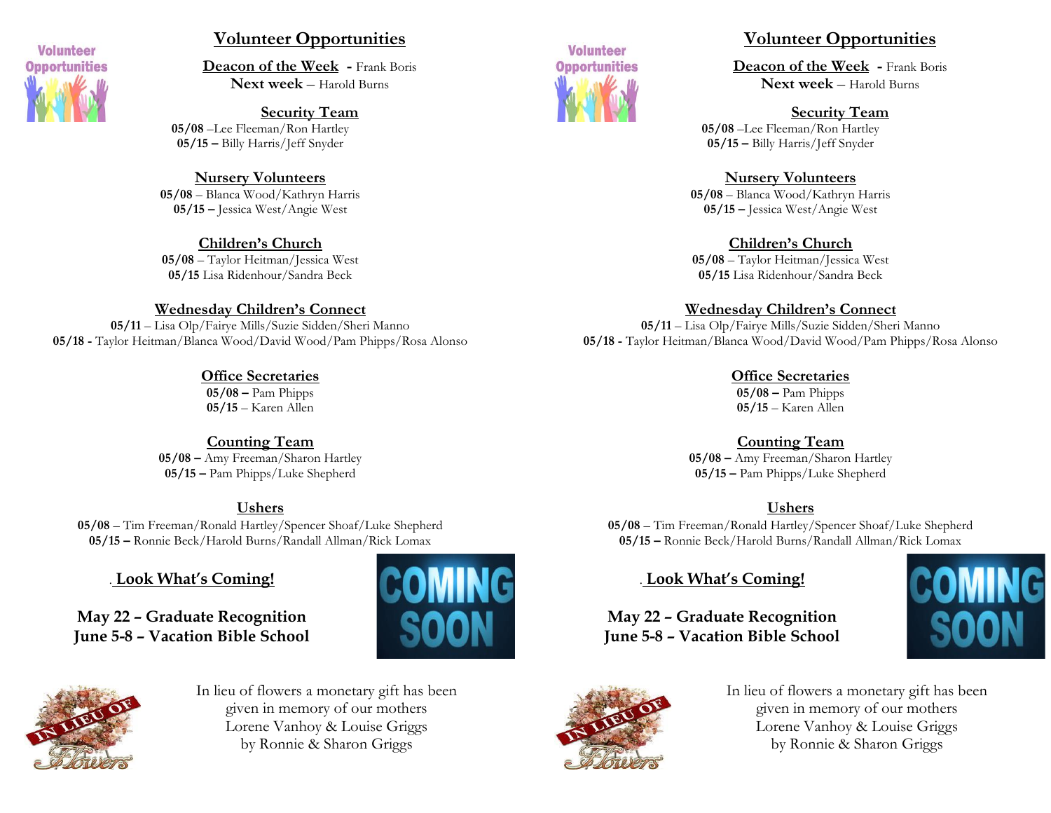## Volunteer Opportunities

**Deacon of the Week** - Frank Boris
**Next week** – Harold Burns

**Security Team**
**05/08** –Lee Fleeman/Ron Hartley
**05/15 –** Billy Harris/Jeff Snyder

**Nursery Volunteers**
**05/08** – Blanca Wood/Kathryn Harris
**05/15 –** Jessica West/Angie West

**Children's Church**
**05/08** – Taylor Heitman/Jessica West
**05/15** Lisa Ridenhour/Sandra Beck

**Wednesday Children's Connect**
**05/11** – Lisa Olp/Fairye Mills/Suzie Sidden/Sheri Manno
**05/18 -** Taylor Heitman/Blanca Wood/David Wood/Pam Phipps/Rosa Alonso

**Office Secretaries**
**05/08 –** Pam Phipps
**05/15** – Karen Allen

**Counting Team**
**05/08 –** Amy Freeman/Sharon Hartley
**05/15 –** Pam Phipps/Luke Shepherd

**Ushers**
**05/08** – Tim Freeman/Ronald Hartley/Spencer Shoaf/Luke Shepherd
**05/15 –** Ronnie Beck/Harold Burns/Randall Allman/Rick Lomax

**Look What's Coming!**

**May 22 – Graduate Recognition**
**June 5-8 – Vacation Bible School**

In lieu of flowers a monetary gift has been given in memory of our mothers Lorene Vanhoy & Louise Griggs by Ronnie & Sharon Griggs

## Volunteer Opportunities

**Deacon of the Week** - Frank Boris
**Next week** – Harold Burns

**Security Team**
**05/08** –Lee Fleeman/Ron Hartley
**05/15 –** Billy Harris/Jeff Snyder

**Nursery Volunteers**
**05/08** – Blanca Wood/Kathryn Harris
**05/15 –** Jessica West/Angie West

**Children's Church**
**05/08** – Taylor Heitman/Jessica West
**05/15** Lisa Ridenhour/Sandra Beck

**Wednesday Children's Connect**
**05/11** – Lisa Olp/Fairye Mills/Suzie Sidden/Sheri Manno
**05/18 -** Taylor Heitman/Blanca Wood/David Wood/Pam Phipps/Rosa Alonso

**Office Secretaries**
**05/08 –** Pam Phipps
**05/15** – Karen Allen

**Counting Team**
**05/08 –** Amy Freeman/Sharon Hartley
**05/15 –** Pam Phipps/Luke Shepherd

**Ushers**
**05/08** – Tim Freeman/Ronald Hartley/Spencer Shoaf/Luke Shepherd
**05/15 –** Ronnie Beck/Harold Burns/Randall Allman/Rick Lomax

**Look What's Coming!**

**May 22 – Graduate Recognition**
**June 5-8 – Vacation Bible School**

In lieu of flowers a monetary gift has been given in memory of our mothers Lorene Vanhoy & Louise Griggs by Ronnie & Sharon Griggs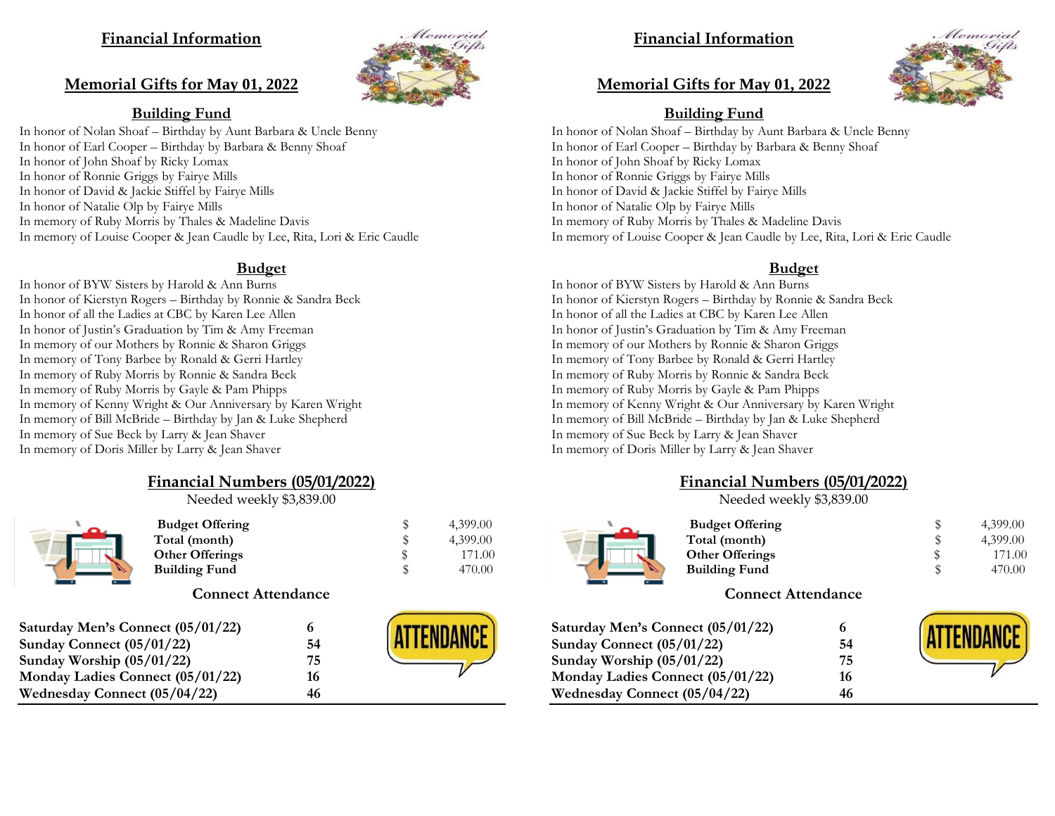# Financial Information

## Memorial Gifts for May 01, 2022

### Building Fund

In honor of Nolan Shoaf – Birthday by Aunt Barbara & Uncle Benny
In honor of Earl Cooper – Birthday by Barbara & Benny Shoaf
In honor of John Shoaf by Ricky Lomax
In honor of Ronnie Griggs by Fairye Mills
In honor of David & Jackie Stiffel by Fairye Mills
In honor of Natalie Olp by Fairye Mills
In memory of Ruby Morris by Thales & Madeline Davis
In memory of Louise Cooper & Jean Caudle by Lee, Rita, Lori & Eric Caudle

### Budget

In honor of BYW Sisters by Harold & Ann Burns
In honor of Kierstyn Rogers – Birthday by Ronnie & Sandra Beck
In honor of all the Ladies at CBC by Karen Lee Allen
In honor of Justin's Graduation by Tim & Amy Freeman
In memory of our Mothers by Ronnie & Sharon Griggs
In memory of Tony Barbee by Ronald & Gerri Hartley
In memory of Ruby Morris by Ronnie & Sandra Beck
In memory of Ruby Morris by Gayle & Pam Phipps
In memory of Kenny Wright & Our Anniversary by Karen Wright
In memory of Bill McBride – Birthday by Jan & Luke Shepherd
In memory of Sue Beck by Larry & Jean Shaver
In memory of Doris Miller by Larry & Jean Shaver

## Financial Numbers (05/01/2022)

Needed weekly $3,839.00

| | | |
|---|---|---|
| **Budget Offering** | $ | 4,399.00 |
| **Total (month)** | $ | 4,399.00 |
| **Other Offerings** | $ | 171.00 |
| **Building Fund** | $ | 470.00 |

### Connect Attendance

| | |
|---|---|
| **Saturday Men's Connect (05/01/22)** | **6** |
| **Sunday Connect (05/01/22)** | **54** |
| **Sunday Worship (05/01/22)** | **75** |
| **Monday Ladies Connect (05/01/22)** | **16** |
| **Wednesday Connect (05/04/22)** | **46** |